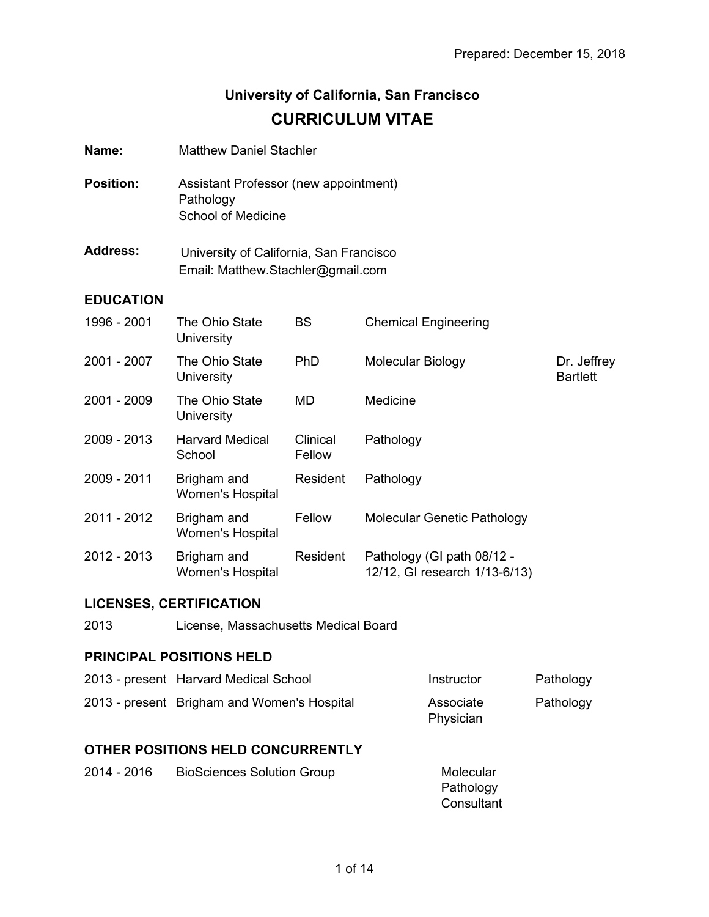Prepared: December 15, 2018

# University of California, San Francisco

# CURRICULUM VITAE

**Name:** Matthew Daniel Stachler

**Position:** Assistant Professor (new appointment)
Pathology
School of Medicine

**Address:** University of California, San Francisco
Email: Matthew.Stachler@gmail.com

## EDUCATION

| | | | | |
|---|---|---|---|---|
| 1996 - 2001 | The Ohio State University | BS | Chemical Engineering | |
| 2001 - 2007 | The Ohio State University | PhD | Molecular Biology | Dr. Jeffrey Bartlett |
| 2001 - 2009 | The Ohio State University | MD | Medicine | |
| 2009 - 2013 | Harvard Medical School | Clinical Fellow | Pathology | |
| 2009 - 2011 | Brigham and Women's Hospital | Resident | Pathology | |
| 2011 - 2012 | Brigham and Women's Hospital | Fellow | Molecular Genetic Pathology | |
| 2012 - 2013 | Brigham and Women's Hospital | Resident | Pathology (GI path 08/12 - 12/12, GI research 1/13-6/13) | |

## LICENSES, CERTIFICATION

| | |
|---|---|
| 2013 | License, Massachusetts Medical Board |

## PRINCIPAL POSITIONS HELD

| | | | |
|---|---|---|---|
| 2013 - present | Harvard Medical School | Instructor | Pathology |
| 2013 - present | Brigham and Women's Hospital | Associate Physician | Pathology |

## OTHER POSITIONS HELD CONCURRENTLY

| | | |
|---|---|---|
| 2014 - 2016 | BioSciences Solution Group | Molecular Pathology Consultant |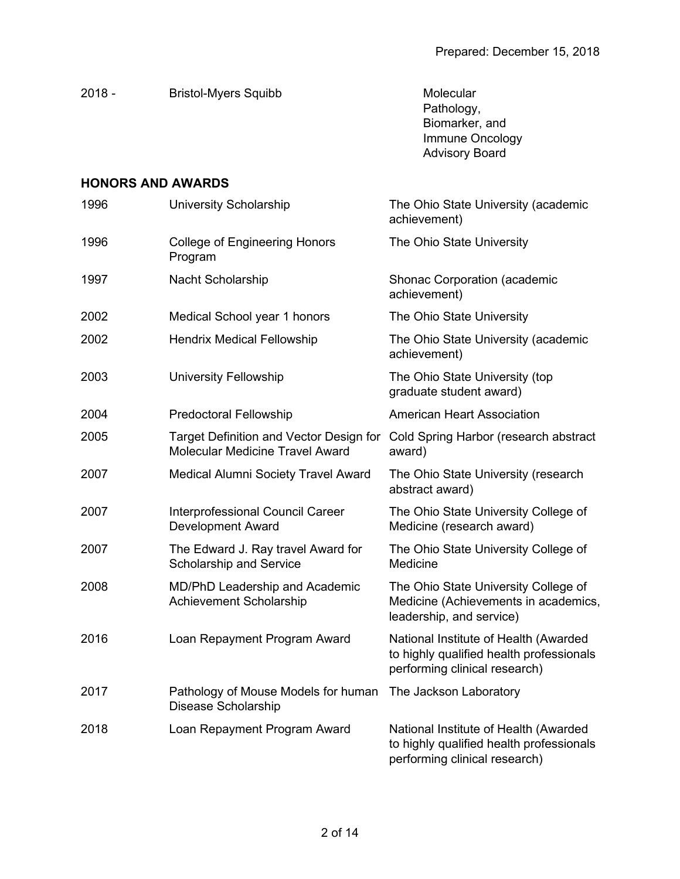| | | |
|---|---|---|
| 2018 - | Bristol-Myers Squibb | Molecular Pathology, Biomarker, and Immune Oncology Advisory Board |

## HONORS AND AWARDS

| | | |
|---|---|---|
| 1996 | University Scholarship | The Ohio State University (academic achievement) |
| 1996 | College of Engineering Honors Program | The Ohio State University |
| 1997 | Nacht Scholarship | Shonac Corporation (academic achievement) |
| 2002 | Medical School year 1 honors | The Ohio State University |
| 2002 | Hendrix Medical Fellowship | The Ohio State University (academic achievement) |
| 2003 | University Fellowship | The Ohio State University (top graduate student award) |
| 2004 | Predoctoral Fellowship | American Heart Association |
| 2005 | Target Definition and Vector Design for Molecular Medicine Travel Award | Cold Spring Harbor (research abstract award) |
| 2007 | Medical Alumni Society Travel Award | The Ohio State University (research abstract award) |
| 2007 | Interprofessional Council Career Development Award | The Ohio State University College of Medicine (research award) |
| 2007 | The Edward J. Ray travel Award for Scholarship and Service | The Ohio State University College of Medicine |
| 2008 | MD/PhD Leadership and Academic Achievement Scholarship | The Ohio State University College of Medicine (Achievements in academics, leadership, and service) |
| 2016 | Loan Repayment Program Award | National Institute of Health (Awarded to highly qualified health professionals performing clinical research) |
| 2017 | Pathology of Mouse Models for human Disease Scholarship | The Jackson Laboratory |
| 2018 | Loan Repayment Program Award | National Institute of Health (Awarded to highly qualified health professionals performing clinical research) |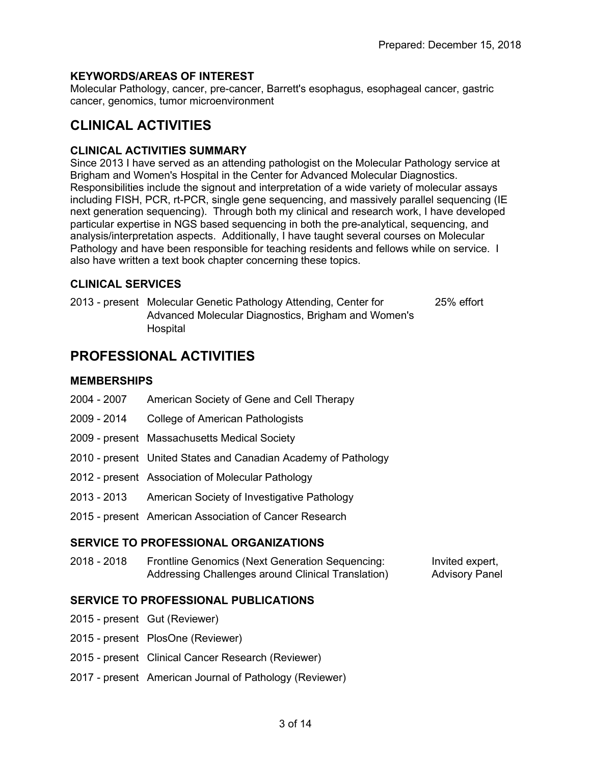Prepared: December 15, 2018

### KEYWORDS/AREAS OF INTEREST

Molecular Pathology, cancer, pre-cancer, Barrett's esophagus, esophageal cancer, gastric cancer, genomics, tumor microenvironment

## CLINICAL ACTIVITIES

### CLINICAL ACTIVITIES SUMMARY

Since 2013 I have served as an attending pathologist on the Molecular Pathology service at Brigham and Women's Hospital in the Center for Advanced Molecular Diagnostics. Responsibilities include the signout and interpretation of a wide variety of molecular assays including FISH, PCR, rt-PCR, single gene sequencing, and massively parallel sequencing (IE next generation sequencing). Through both my clinical and research work, I have developed particular expertise in NGS based sequencing in both the pre-analytical, sequencing, and analysis/interpretation aspects. Additionally, I have taught several courses on Molecular Pathology and have been responsible for teaching residents and fellows while on service. I also have written a text book chapter concerning these topics.

### CLINICAL SERVICES

| | | |
|---|---|---|
| 2013 - present | Molecular Genetic Pathology Attending, Center for Advanced Molecular Diagnostics, Brigham and Women's Hospital | 25% effort |

## PROFESSIONAL ACTIVITIES

### MEMBERSHIPS

| | |
|---|---|
| 2004 - 2007 | American Society of Gene and Cell Therapy |
| 2009 - 2014 | College of American Pathologists |
| 2009 - present | Massachusetts Medical Society |
| 2010 - present | United States and Canadian Academy of Pathology |
| 2012 - present | Association of Molecular Pathology |
| 2013 - 2013 | American Society of Investigative Pathology |
| 2015 - present | American Association of Cancer Research |

### SERVICE TO PROFESSIONAL ORGANIZATIONS

| | | |
|---|---|---|
| 2018 - 2018 | Frontline Genomics (Next Generation Sequencing: Addressing Challenges around Clinical Translation) | Invited expert, Advisory Panel |

### SERVICE TO PROFESSIONAL PUBLICATIONS

| | |
|---|---|
| 2015 - present | Gut (Reviewer) |
| 2015 - present | PlosOne (Reviewer) |
| 2015 - present | Clinical Cancer Research (Reviewer) |
| 2017 - present | American Journal of Pathology (Reviewer) |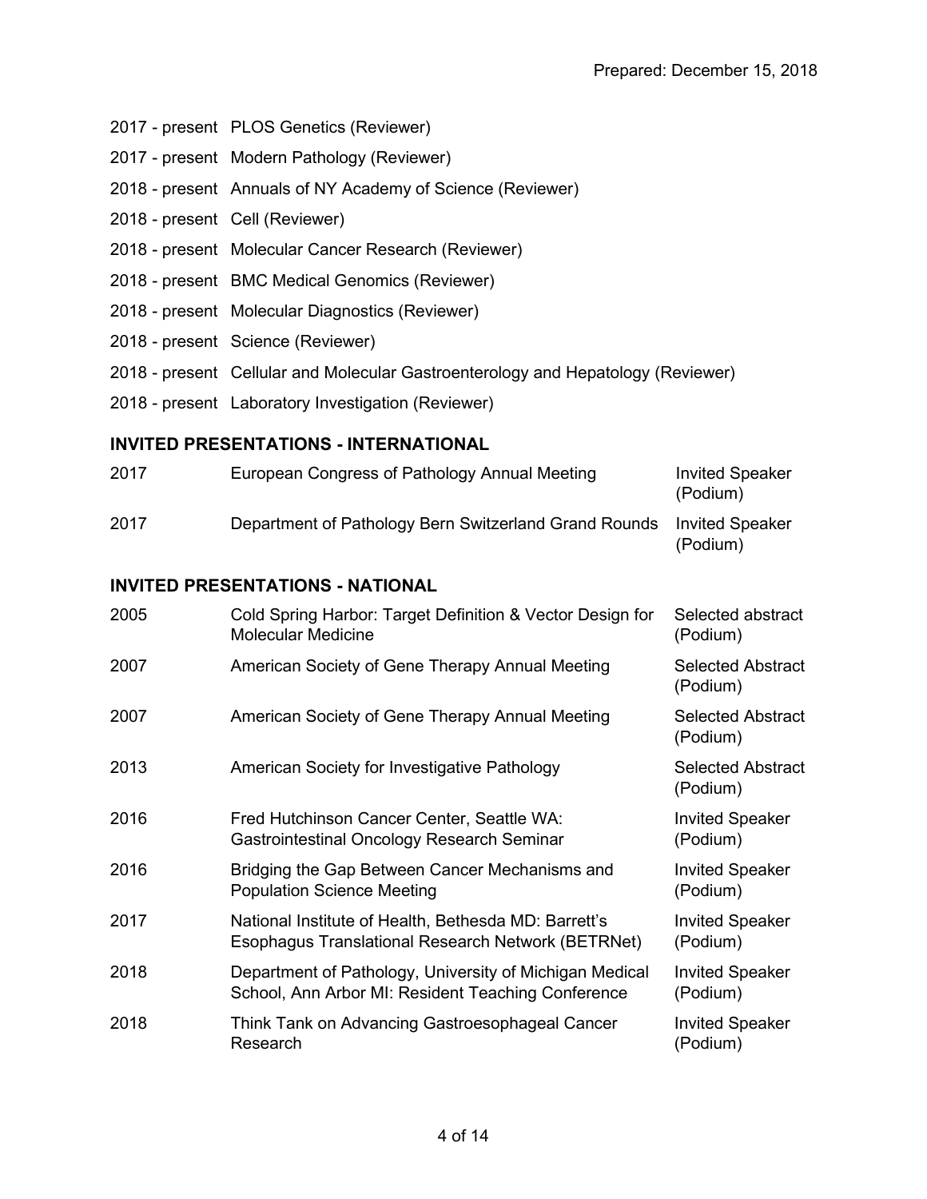Prepared: December 15, 2018

2017 - present PLOS Genetics (Reviewer)

2017 - present Modern Pathology (Reviewer)

2018 - present Annuals of NY Academy of Science (Reviewer)

2018 - present Cell (Reviewer)

2018 - present Molecular Cancer Research (Reviewer)

2018 - present BMC Medical Genomics (Reviewer)

2018 - present Molecular Diagnostics (Reviewer)

2018 - present Science (Reviewer)

2018 - present Cellular and Molecular Gastroenterology and Hepatology (Reviewer)

2018 - present Laboratory Investigation (Reviewer)

## INVITED PRESENTATIONS - INTERNATIONAL

| | | |
|---|---|---|
| 2017 | European Congress of Pathology Annual Meeting | Invited Speaker (Podium) |
| 2017 | Department of Pathology Bern Switzerland Grand Rounds | Invited Speaker (Podium) |

## INVITED PRESENTATIONS - NATIONAL

| | | |
|---|---|---|
| 2005 | Cold Spring Harbor: Target Definition & Vector Design for Molecular Medicine | Selected abstract (Podium) |
| 2007 | American Society of Gene Therapy Annual Meeting | Selected Abstract (Podium) |
| 2007 | American Society of Gene Therapy Annual Meeting | Selected Abstract (Podium) |
| 2013 | American Society for Investigative Pathology | Selected Abstract (Podium) |
| 2016 | Fred Hutchinson Cancer Center, Seattle WA: Gastrointestinal Oncology Research Seminar | Invited Speaker (Podium) |
| 2016 | Bridging the Gap Between Cancer Mechanisms and Population Science Meeting | Invited Speaker (Podium) |
| 2017 | National Institute of Health, Bethesda MD: Barrett's Esophagus Translational Research Network (BETRNet) | Invited Speaker (Podium) |
| 2018 | Department of Pathology, University of Michigan Medical School, Ann Arbor MI: Resident Teaching Conference | Invited Speaker (Podium) |
| 2018 | Think Tank on Advancing Gastroesophageal Cancer Research | Invited Speaker (Podium) |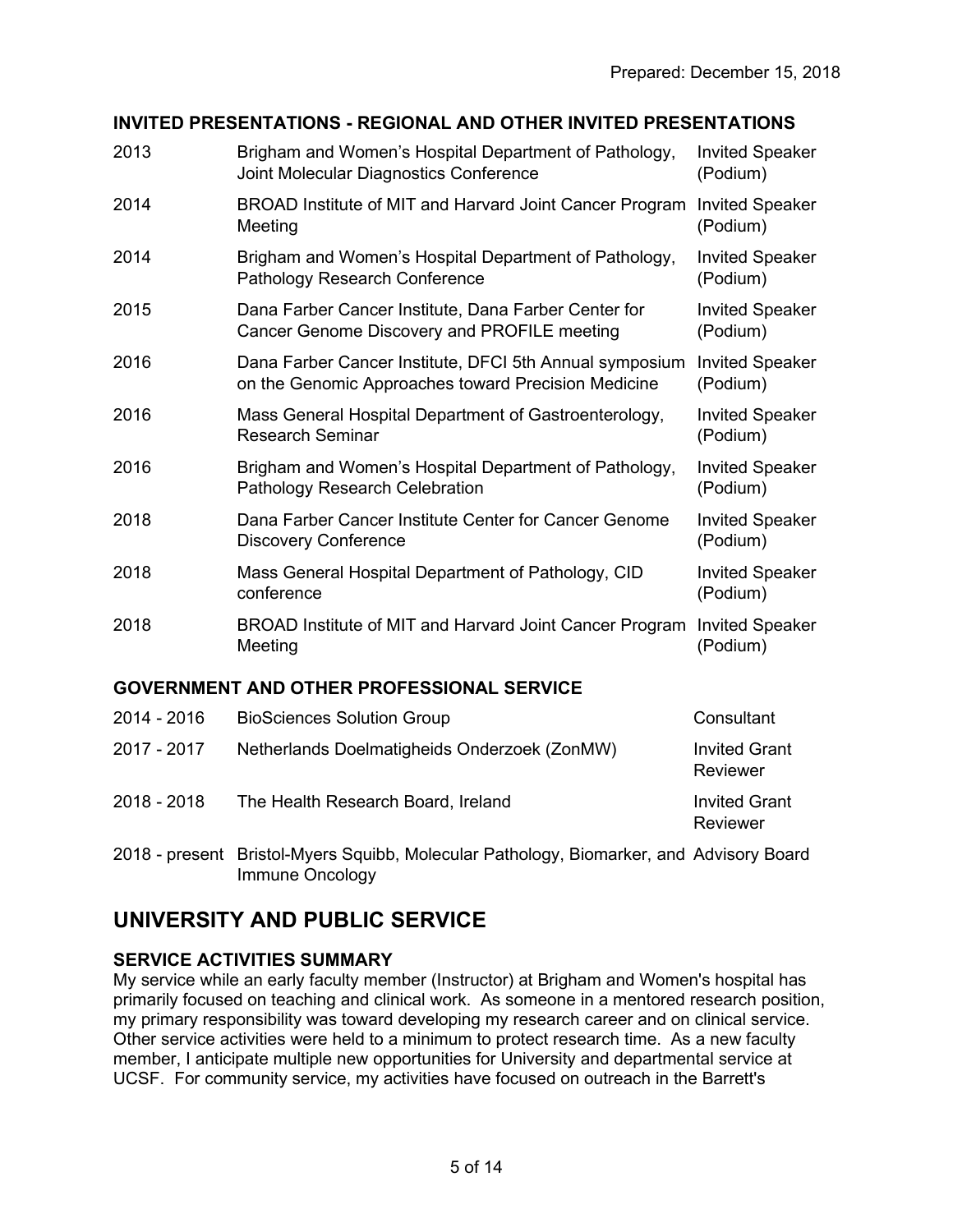### INVITED PRESENTATIONS - REGIONAL AND OTHER INVITED PRESENTATIONS

| | | |
|---|---|---|
| 2013 | Brigham and Women's Hospital Department of Pathology, Joint Molecular Diagnostics Conference | Invited Speaker (Podium) |
| 2014 | BROAD Institute of MIT and Harvard Joint Cancer Program Meeting | Invited Speaker (Podium) |
| 2014 | Brigham and Women's Hospital Department of Pathology, Pathology Research Conference | Invited Speaker (Podium) |
| 2015 | Dana Farber Cancer Institute, Dana Farber Center for Cancer Genome Discovery and PROFILE meeting | Invited Speaker (Podium) |
| 2016 | Dana Farber Cancer Institute, DFCI 5th Annual symposium on the Genomic Approaches toward Precision Medicine | Invited Speaker (Podium) |
| 2016 | Mass General Hospital Department of Gastroenterology, Research Seminar | Invited Speaker (Podium) |
| 2016 | Brigham and Women's Hospital Department of Pathology, Pathology Research Celebration | Invited Speaker (Podium) |
| 2018 | Dana Farber Cancer Institute Center for Cancer Genome Discovery Conference | Invited Speaker (Podium) |
| 2018 | Mass General Hospital Department of Pathology, CID conference | Invited Speaker (Podium) |
| 2018 | BROAD Institute of MIT and Harvard Joint Cancer Program Meeting | Invited Speaker (Podium) |

### GOVERNMENT AND OTHER PROFESSIONAL SERVICE

| | | |
|---|---|---|
| 2014 - 2016 | BioSciences Solution Group | Consultant |
| 2017 - 2017 | Netherlands Doelmatigheids Onderzoek (ZonMW) | Invited Grant Reviewer |
| 2018 - 2018 | The Health Research Board, Ireland | Invited Grant Reviewer |
| 2018 - present | Bristol-Myers Squibb, Molecular Pathology, Biomarker, and Immune Oncology | Advisory Board |

## UNIVERSITY AND PUBLIC SERVICE

### SERVICE ACTIVITIES SUMMARY

My service while an early faculty member (Instructor) at Brigham and Women's hospital has primarily focused on teaching and clinical work. As someone in a mentored research position, my primary responsibility was toward developing my research career and on clinical service. Other service activities were held to a minimum to protect research time. As a new faculty member, I anticipate multiple new opportunities for University and departmental service at UCSF. For community service, my activities have focused on outreach in the Barrett's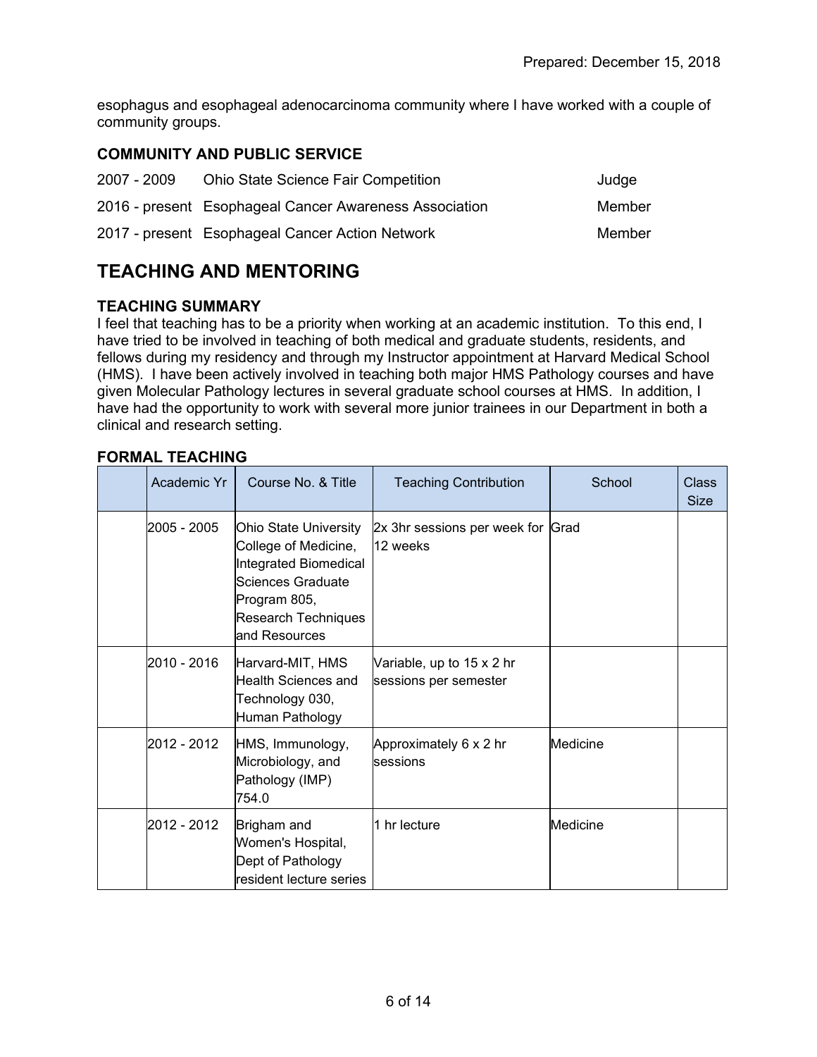esophagus and esophageal adenocarcinoma community where I have worked with a couple of community groups.

### COMMUNITY AND PUBLIC SERVICE

| | | |
|---|---|---|
| 2007 - 2009 | Ohio State Science Fair Competition | Judge |
| 2016 - present | Esophageal Cancer Awareness Association | Member |
| 2017 - present | Esophageal Cancer Action Network | Member |

## TEACHING AND MENTORING

### TEACHING SUMMARY

I feel that teaching has to be a priority when working at an academic institution. To this end, I have tried to be involved in teaching of both medical and graduate students, residents, and fellows during my residency and through my Instructor appointment at Harvard Medical School (HMS). I have been actively involved in teaching both major HMS Pathology courses and have given Molecular Pathology lectures in several graduate school courses at HMS. In addition, I have had the opportunity to work with several more junior trainees in our Department in both a clinical and research setting.

### FORMAL TEACHING

| | Academic Yr | Course No. & Title | Teaching Contribution | School | Class Size |
|---|---|---|---|---|---|
| | 2005 - 2005 | Ohio State University College of Medicine, Integrated Biomedical Sciences Graduate Program 805, Research Techniques and Resources | 2x 3hr sessions per week for 12 weeks | Grad | |
| | 2010 - 2016 | Harvard-MIT, HMS Health Sciences and Technology 030, Human Pathology | Variable, up to 15 x 2 hr sessions per semester | | |
| | 2012 - 2012 | HMS, Immunology, Microbiology, and Pathology (IMP) 754.0 | Approximately 6 x 2 hr sessions | Medicine | |
| | 2012 - 2012 | Brigham and Women's Hospital, Dept of Pathology resident lecture series | 1 hr lecture | Medicine | |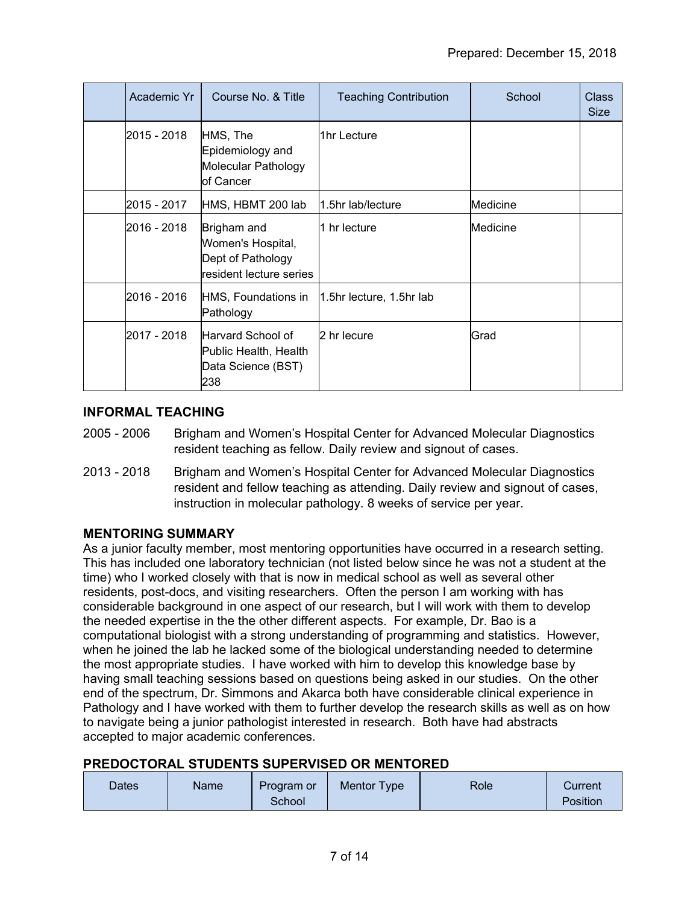|  | Academic Yr | Course No. & Title | Teaching Contribution | School | Class Size |
|---|---|---|---|---|---|
|  | 2015 - 2018 | HMS, The Epidemiology and Molecular Pathology of Cancer | 1hr Lecture |  |  |
|  | 2015 - 2017 | HMS, HBMT 200 lab | 1.5hr lab/lecture | Medicine |  |
|  | 2016 - 2018 | Brigham and Women's Hospital, Dept of Pathology resident lecture series | 1 hr lecture | Medicine |  |
|  | 2016 - 2016 | HMS, Foundations in Pathology | 1.5hr lecture, 1.5hr lab |  |  |
|  | 2017 - 2018 | Harvard School of Public Health, Health Data Science (BST) 238 | 2 hr lecure | Grad |  |

## INFORMAL TEACHING

2005 - 2006 Brigham and Women's Hospital Center for Advanced Molecular Diagnostics resident teaching as fellow. Daily review and signout of cases.

2013 - 2018 Brigham and Women's Hospital Center for Advanced Molecular Diagnostics resident and fellow teaching as attending. Daily review and signout of cases, instruction in molecular pathology. 8 weeks of service per year.

## MENTORING SUMMARY

As a junior faculty member, most mentoring opportunities have occurred in a research setting. This has included one laboratory technician (not listed below since he was not a student at the time) who I worked closely with that is now in medical school as well as several other residents, post-docs, and visiting researchers. Often the person I am working with has considerable background in one aspect of our research, but I will work with them to develop the needed expertise in the the other different aspects. For example, Dr. Bao is a computational biologist with a strong understanding of programming and statistics. However, when he joined the lab he lacked some of the biological understanding needed to determine the most appropriate studies. I have worked with him to develop this knowledge base by having small teaching sessions based on questions being asked in our studies. On the other end of the spectrum, Dr. Simmons and Akarca both have considerable clinical experience in Pathology and I have worked with them to further develop the research skills as well as on how to navigate being a junior pathologist interested in research. Both have had abstracts accepted to major academic conferences.

## PREDOCTORAL STUDENTS SUPERVISED OR MENTORED

| Dates | Name | Program or School | Mentor Type | Role | Current Position |
|---|---|---|---|---|---|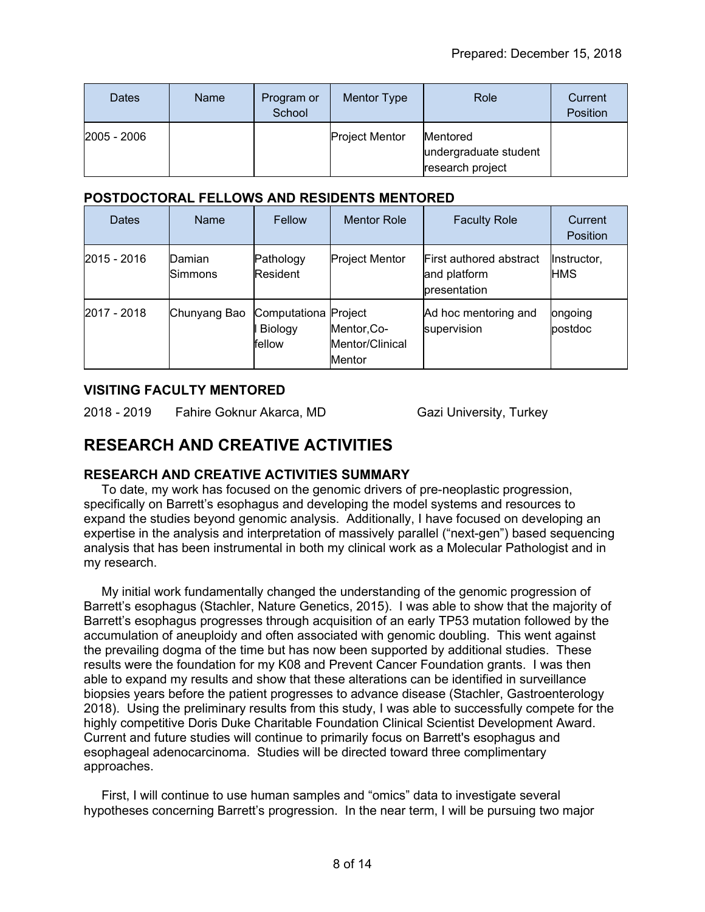Prepared: December 15, 2018

| Dates | Name | Program or School | Mentor Type | Role | Current Position |
|---|---|---|---|---|---|
| 2005 - 2006 | | | Project Mentor | Mentored undergraduate student research project | |

### POSTDOCTORAL FELLOWS AND RESIDENTS MENTORED

| Dates | Name | Fellow | Mentor Role | Faculty Role | Current Position |
|---|---|---|---|---|---|
| 2015 - 2016 | Damian Simmons | Pathology Resident | Project Mentor | First authored abstract and platform presentation | Instructor, HMS |
| 2017 - 2018 | Chunyang Bao | Computational Biology fellow | Project Mentor,Co-Mentor/Clinical Mentor | Ad hoc mentoring and supervision | ongoing postdoc |

### VISITING FACULTY MENTORED

2018 - 2019 Fahire Goknur Akarca, MD Gazi University, Turkey

## RESEARCH AND CREATIVE ACTIVITIES

### RESEARCH AND CREATIVE ACTIVITIES SUMMARY

To date, my work has focused on the genomic drivers of pre-neoplastic progression, specifically on Barrett's esophagus and developing the model systems and resources to expand the studies beyond genomic analysis. Additionally, I have focused on developing an expertise in the analysis and interpretation of massively parallel ("next-gen") based sequencing analysis that has been instrumental in both my clinical work as a Molecular Pathologist and in my research.

My initial work fundamentally changed the understanding of the genomic progression of Barrett's esophagus (Stachler, Nature Genetics, 2015). I was able to show that the majority of Barrett's esophagus progresses through acquisition of an early TP53 mutation followed by the accumulation of aneuploidy and often associated with genomic doubling. This went against the prevailing dogma of the time but has now been supported by additional studies. These results were the foundation for my K08 and Prevent Cancer Foundation grants. I was then able to expand my results and show that these alterations can be identified in surveillance biopsies years before the patient progresses to advance disease (Stachler, Gastroenterology 2018). Using the preliminary results from this study, I was able to successfully compete for the highly competitive Doris Duke Charitable Foundation Clinical Scientist Development Award. Current and future studies will continue to primarily focus on Barrett's esophagus and esophageal adenocarcinoma. Studies will be directed toward three complimentary approaches.

First, I will continue to use human samples and "omics" data to investigate several hypotheses concerning Barrett's progression. In the near term, I will be pursuing two major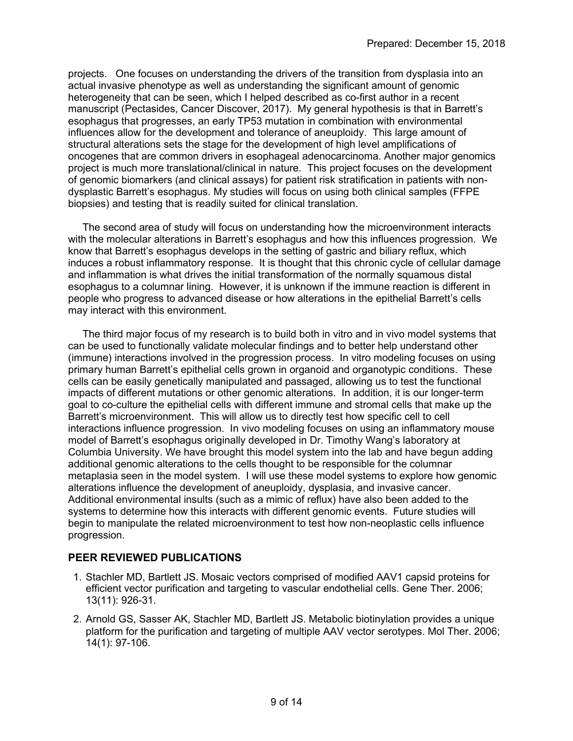projects. One focuses on understanding the drivers of the transition from dysplasia into an actual invasive phenotype as well as understanding the significant amount of genomic heterogeneity that can be seen, which I helped described as co-first author in a recent manuscript (Pectasides, Cancer Discover, 2017). My general hypothesis is that in Barrett's esophagus that progresses, an early TP53 mutation in combination with environmental influences allow for the development and tolerance of aneuploidy. This large amount of structural alterations sets the stage for the development of high level amplifications of oncogenes that are common drivers in esophageal adenocarcinoma. Another major genomics project is much more translational/clinical in nature. This project focuses on the development of genomic biomarkers (and clinical assays) for patient risk stratification in patients with non-dysplastic Barrett's esophagus. My studies will focus on using both clinical samples (FFPE biopsies) and testing that is readily suited for clinical translation.

The second area of study will focus on understanding how the microenvironment interacts with the molecular alterations in Barrett's esophagus and how this influences progression. We know that Barrett's esophagus develops in the setting of gastric and biliary reflux, which induces a robust inflammatory response. It is thought that this chronic cycle of cellular damage and inflammation is what drives the initial transformation of the normally squamous distal esophagus to a columnar lining. However, it is unknown if the immune reaction is different in people who progress to advanced disease or how alterations in the epithelial Barrett's cells may interact with this environment.

The third major focus of my research is to build both in vitro and in vivo model systems that can be used to functionally validate molecular findings and to better help understand other (immune) interactions involved in the progression process. In vitro modeling focuses on using primary human Barrett's epithelial cells grown in organoid and organotypic conditions. These cells can be easily genetically manipulated and passaged, allowing us to test the functional impacts of different mutations or other genomic alterations. In addition, it is our longer-term goal to co-culture the epithelial cells with different immune and stromal cells that make up the Barrett's microenvironment. This will allow us to directly test how specific cell to cell interactions influence progression. In vivo modeling focuses on using an inflammatory mouse model of Barrett's esophagus originally developed in Dr. Timothy Wang's laboratory at Columbia University. We have brought this model system into the lab and have begun adding additional genomic alterations to the cells thought to be responsible for the columnar metaplasia seen in the model system. I will use these model systems to explore how genomic alterations influence the development of aneuploidy, dysplasia, and invasive cancer. Additional environmental insults (such as a mimic of reflux) have also been added to the systems to determine how this interacts with different genomic events. Future studies will begin to manipulate the related microenvironment to test how non-neoplastic cells influence progression.

## PEER REVIEWED PUBLICATIONS

1. Stachler MD, Bartlett JS. Mosaic vectors comprised of modified AAV1 capsid proteins for efficient vector purification and targeting to vascular endothelial cells. Gene Ther. 2006; 13(11): 926-31.
2. Arnold GS, Sasser AK, Stachler MD, Bartlett JS. Metabolic biotinylation provides a unique platform for the purification and targeting of multiple AAV vector serotypes. Mol Ther. 2006; 14(1): 97-106.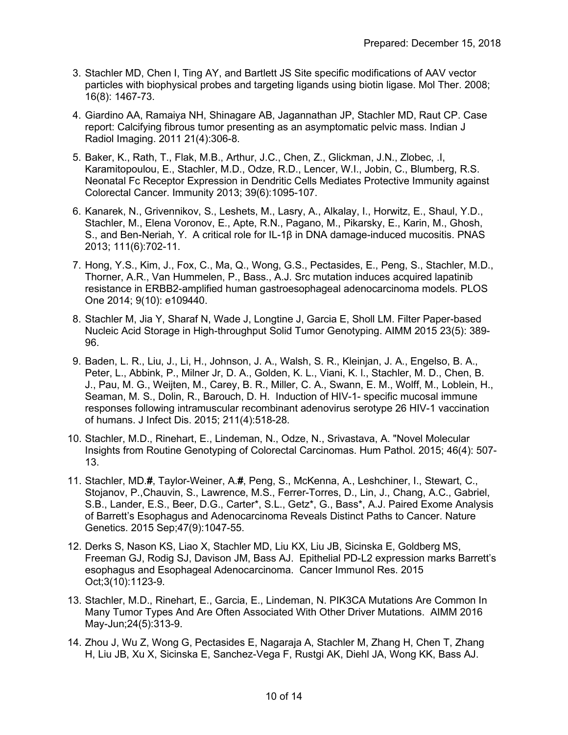Prepared: December 15, 2018

3. Stachler MD, Chen I, Ting AY, and Bartlett JS Site specific modifications of AAV vector particles with biophysical probes and targeting ligands using biotin ligase. Mol Ther. 2008; 16(8): 1467-73.

4. Giardino AA, Ramaiya NH, Shinagare AB, Jagannathan JP, Stachler MD, Raut CP. Case report: Calcifying fibrous tumor presenting as an asymptomatic pelvic mass. Indian J Radiol Imaging. 2011 21(4):306-8.

5. Baker, K., Rath, T., Flak, M.B., Arthur, J.C., Chen, Z., Glickman, J.N., Zlobec, .I, Karamitopoulou, E., Stachler, M.D., Odze, R.D., Lencer, W.I., Jobin, C., Blumberg, R.S. Neonatal Fc Receptor Expression in Dendritic Cells Mediates Protective Immunity against Colorectal Cancer. Immunity 2013; 39(6):1095-107.

6. Kanarek, N., Grivennikov, S., Leshets, M., Lasry, A., Alkalay, I., Horwitz, E., Shaul, Y.D., Stachler, M., Elena Voronov, E., Apte, R.N., Pagano, M., Pikarsky, E., Karin, M., Ghosh, S., and Ben-Neriah, Y. A critical role for IL-1β in DNA damage-induced mucositis. PNAS 2013; 111(6):702-11.

7. Hong, Y.S., Kim, J., Fox, C., Ma, Q., Wong, G.S., Pectasides, E., Peng, S., Stachler, M.D., Thorner, A.R., Van Hummelen, P., Bass., A.J. Src mutation induces acquired lapatinib resistance in ERBB2-amplified human gastroesophageal adenocarcinoma models. PLOS One 2014; 9(10): e109440.

8. Stachler M, Jia Y, Sharaf N, Wade J, Longtine J, Garcia E, Sholl LM. Filter Paper-based Nucleic Acid Storage in High-throughput Solid Tumor Genotyping. AIMM 2015 23(5): 389-96.

9. Baden, L. R., Liu, J., Li, H., Johnson, J. A., Walsh, S. R., Kleinjan, J. A., Engelso, B. A., Peter, L., Abbink, P., Milner Jr, D. A., Golden, K. L., Viani, K. l., Stachler, M. D., Chen, B. J., Pau, M. G., Weijten, M., Carey, B. R., Miller, C. A., Swann, E. M., Wolff, M., Loblein, H., Seaman, M. S., Dolin, R., Barouch, D. H. Induction of HIV-1- specific mucosal immune responses following intramuscular recombinant adenovirus serotype 26 HIV-1 vaccination of humans. J Infect Dis. 2015; 211(4):518-28.

10. Stachler, M.D., Rinehart, E., Lindeman, N., Odze, N., Srivastava, A. "Novel Molecular Insights from Routine Genotyping of Colorectal Carcinomas. Hum Pathol. 2015; 46(4): 507-13.

11. Stachler, MD.**#**, Taylor-Weiner, A.**#**, Peng, S., McKenna, A., Leshchiner, I., Stewart, C., Stojanov, P.,Chauvin, S., Lawrence, M.S., Ferrer-Torres, D., Lin, J., Chang, A.C., Gabriel, S.B., Lander, E.S., Beer, D.G., Carter*, S.L., Getz*, G., Bass*, A.J. Paired Exome Analysis of Barrett's Esophagus and Adenocarcinoma Reveals Distinct Paths to Cancer. Nature Genetics. 2015 Sep;47(9):1047-55.

12. Derks S, Nason KS, Liao X, Stachler MD, Liu KX, Liu JB, Sicinska E, Goldberg MS, Freeman GJ, Rodig SJ, Davison JM, Bass AJ. Epithelial PD-L2 expression marks Barrett's esophagus and Esophageal Adenocarcinoma. Cancer Immunol Res. 2015 Oct;3(10):1123-9.

13. Stachler, M.D., Rinehart, E., Garcia, E., Lindeman, N. PIK3CA Mutations Are Common In Many Tumor Types And Are Often Associated With Other Driver Mutations. AIMM 2016 May-Jun;24(5):313-9.

14. Zhou J, Wu Z, Wong G, Pectasides E, Nagaraja A, Stachler M, Zhang H, Chen T, Zhang H, Liu JB, Xu X, Sicinska E, Sanchez-Vega F, Rustgi AK, Diehl JA, Wong KK, Bass AJ.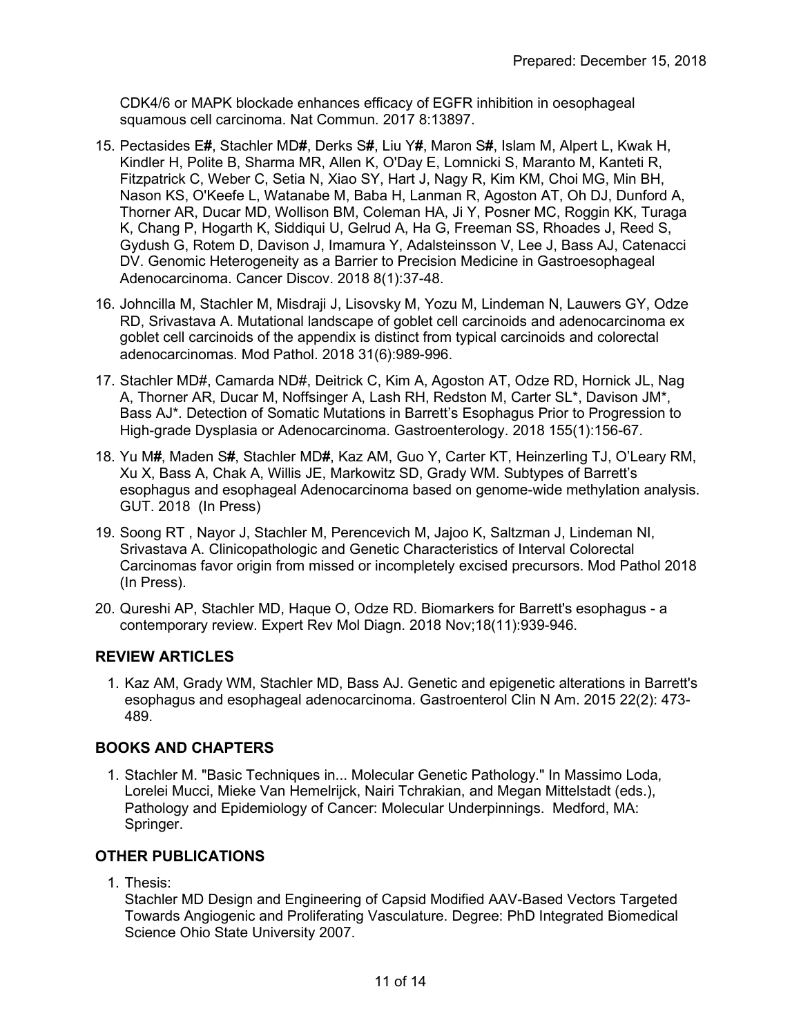CDK4/6 or MAPK blockade enhances efficacy of EGFR inhibition in oesophageal squamous cell carcinoma. Nat Commun. 2017 8:13897.

15. Pectasides E**#**, Stachler MD**#**, Derks S**#**, Liu Y**#**, Maron S**#**, Islam M, Alpert L, Kwak H, Kindler H, Polite B, Sharma MR, Allen K, O'Day E, Lomnicki S, Maranto M, Kanteti R, Fitzpatrick C, Weber C, Setia N, Xiao SY, Hart J, Nagy R, Kim KM, Choi MG, Min BH, Nason KS, O'Keefe L, Watanabe M, Baba H, Lanman R, Agoston AT, Oh DJ, Dunford A, Thorner AR, Ducar MD, Wollison BM, Coleman HA, Ji Y, Posner MC, Roggin KK, Turaga K, Chang P, Hogarth K, Siddiqui U, Gelrud A, Ha G, Freeman SS, Rhoades J, Reed S, Gydush G, Rotem D, Davison J, Imamura Y, Adalsteinsson V, Lee J, Bass AJ, Catenacci DV. Genomic Heterogeneity as a Barrier to Precision Medicine in Gastroesophageal Adenocarcinoma. Cancer Discov. 2018 8(1):37-48.

16. Johncilla M, Stachler M, Misdraji J, Lisovsky M, Yozu M, Lindeman N, Lauwers GY, Odze RD, Srivastava A. Mutational landscape of goblet cell carcinoids and adenocarcinoma ex goblet cell carcinoids of the appendix is distinct from typical carcinoids and colorectal adenocarcinomas. Mod Pathol. 2018 31(6):989-996.

17. Stachler MD#, Camarda ND#, Deitrick C, Kim A, Agoston AT, Odze RD, Hornick JL, Nag A, Thorner AR, Ducar M, Noffsinger A, Lash RH, Redston M, Carter SL*, Davison JM*, Bass AJ*. Detection of Somatic Mutations in Barrett's Esophagus Prior to Progression to High-grade Dysplasia or Adenocarcinoma. Gastroenterology. 2018 155(1):156-67.

18. Yu M**#**, Maden S**#**, Stachler MD**#**, Kaz AM, Guo Y, Carter KT, Heinzerling TJ, O'Leary RM, Xu X, Bass A, Chak A, Willis JE, Markowitz SD, Grady WM. Subtypes of Barrett's esophagus and esophageal Adenocarcinoma based on genome-wide methylation analysis. GUT. 2018 (In Press)

19. Soong RT , Nayor J, Stachler M, Perencevich M, Jajoo K, Saltzman J, Lindeman NI, Srivastava A. Clinicopathologic and Genetic Characteristics of Interval Colorectal Carcinomas favor origin from missed or incompletely excised precursors. Mod Pathol 2018 (In Press).

20. Qureshi AP, Stachler MD, Haque O, Odze RD. Biomarkers for Barrett's esophagus - a contemporary review. Expert Rev Mol Diagn. 2018 Nov;18(11):939-946.

## REVIEW ARTICLES

1. Kaz AM, Grady WM, Stachler MD, Bass AJ. Genetic and epigenetic alterations in Barrett's esophagus and esophageal adenocarcinoma. Gastroenterol Clin N Am. 2015 22(2): 473-489.

## BOOKS AND CHAPTERS

1. Stachler M. "Basic Techniques in... Molecular Genetic Pathology." In Massimo Loda, Lorelei Mucci, Mieke Van Hemelrijck, Nairi Tchrakian, and Megan Mittelstadt (eds.), Pathology and Epidemiology of Cancer: Molecular Underpinnings. Medford, MA: Springer.

## OTHER PUBLICATIONS

1. Thesis:
   Stachler MD Design and Engineering of Capsid Modified AAV-Based Vectors Targeted Towards Angiogenic and Proliferating Vasculature. Degree: PhD Integrated Biomedical Science Ohio State University 2007.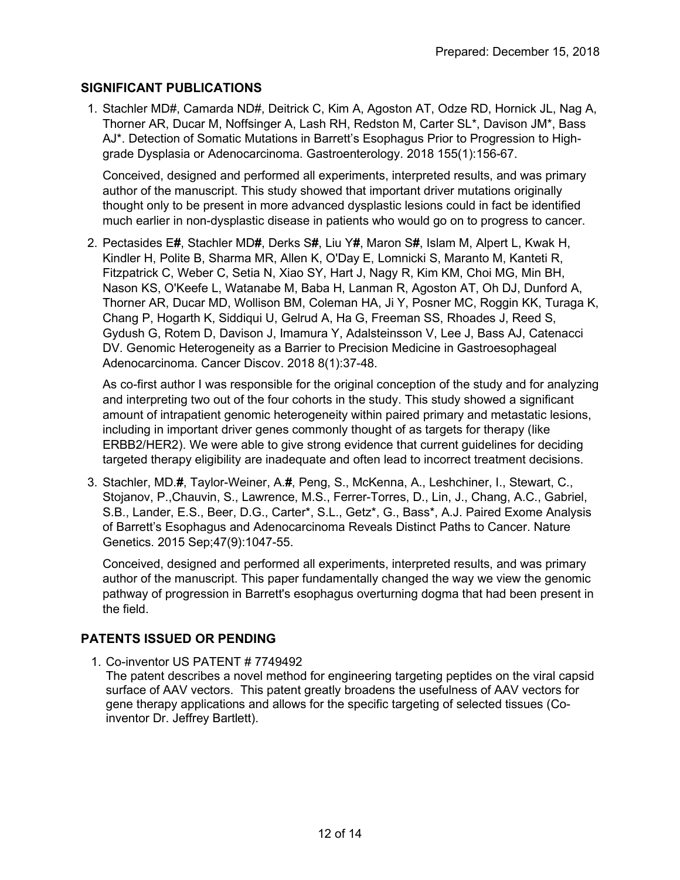Prepared: December 15, 2018

## SIGNIFICANT PUBLICATIONS

1. Stachler MD#, Camarda ND#, Deitrick C, Kim A, Agoston AT, Odze RD, Hornick JL, Nag A, Thorner AR, Ducar M, Noffsinger A, Lash RH, Redston M, Carter SL*, Davison JM*, Bass AJ*. Detection of Somatic Mutations in Barrett's Esophagus Prior to Progression to High-grade Dysplasia or Adenocarcinoma. Gastroenterology. 2018 155(1):156-67.

   Conceived, designed and performed all experiments, interpreted results, and was primary author of the manuscript. This study showed that important driver mutations originally thought only to be present in more advanced dysplastic lesions could in fact be identified much earlier in non-dysplastic disease in patients who would go on to progress to cancer.

2. Pectasides E**#**, Stachler MD**#**, Derks S**#**, Liu Y**#**, Maron S**#**, Islam M, Alpert L, Kwak H, Kindler H, Polite B, Sharma MR, Allen K, O'Day E, Lomnicki S, Maranto M, Kanteti R, Fitzpatrick C, Weber C, Setia N, Xiao SY, Hart J, Nagy R, Kim KM, Choi MG, Min BH, Nason KS, O'Keefe L, Watanabe M, Baba H, Lanman R, Agoston AT, Oh DJ, Dunford A, Thorner AR, Ducar MD, Wollison BM, Coleman HA, Ji Y, Posner MC, Roggin KK, Turaga K, Chang P, Hogarth K, Siddiqui U, Gelrud A, Ha G, Freeman SS, Rhoades J, Reed S, Gydush G, Rotem D, Davison J, Imamura Y, Adalsteinsson V, Lee J, Bass AJ, Catenacci DV. Genomic Heterogeneity as a Barrier to Precision Medicine in Gastroesophageal Adenocarcinoma. Cancer Discov. 2018 8(1):37-48.

   As co-first author I was responsible for the original conception of the study and for analyzing and interpreting two out of the four cohorts in the study. This study showed a significant amount of intrapatient genomic heterogeneity within paired primary and metastatic lesions, including in important driver genes commonly thought of as targets for therapy (like ERBB2/HER2). We were able to give strong evidence that current guidelines for deciding targeted therapy eligibility are inadequate and often lead to incorrect treatment decisions.

3. Stachler, MD.**#**, Taylor-Weiner, A.**#**, Peng, S., McKenna, A., Leshchiner, I., Stewart, C., Stojanov, P.,Chauvin, S., Lawrence, M.S., Ferrer-Torres, D., Lin, J., Chang, A.C., Gabriel, S.B., Lander, E.S., Beer, D.G., Carter*, S.L., Getz*, G., Bass*, A.J. Paired Exome Analysis of Barrett's Esophagus and Adenocarcinoma Reveals Distinct Paths to Cancer. Nature Genetics. 2015 Sep;47(9):1047-55.

   Conceived, designed and performed all experiments, interpreted results, and was primary author of the manuscript. This paper fundamentally changed the way we view the genomic pathway of progression in Barrett's esophagus overturning dogma that had been present in the field.

## PATENTS ISSUED OR PENDING

1. Co-inventor US PATENT # 7749492
   The patent describes a novel method for engineering targeting peptides on the viral capsid surface of AAV vectors. This patent greatly broadens the usefulness of AAV vectors for gene therapy applications and allows for the specific targeting of selected tissues (Co-inventor Dr. Jeffrey Bartlett).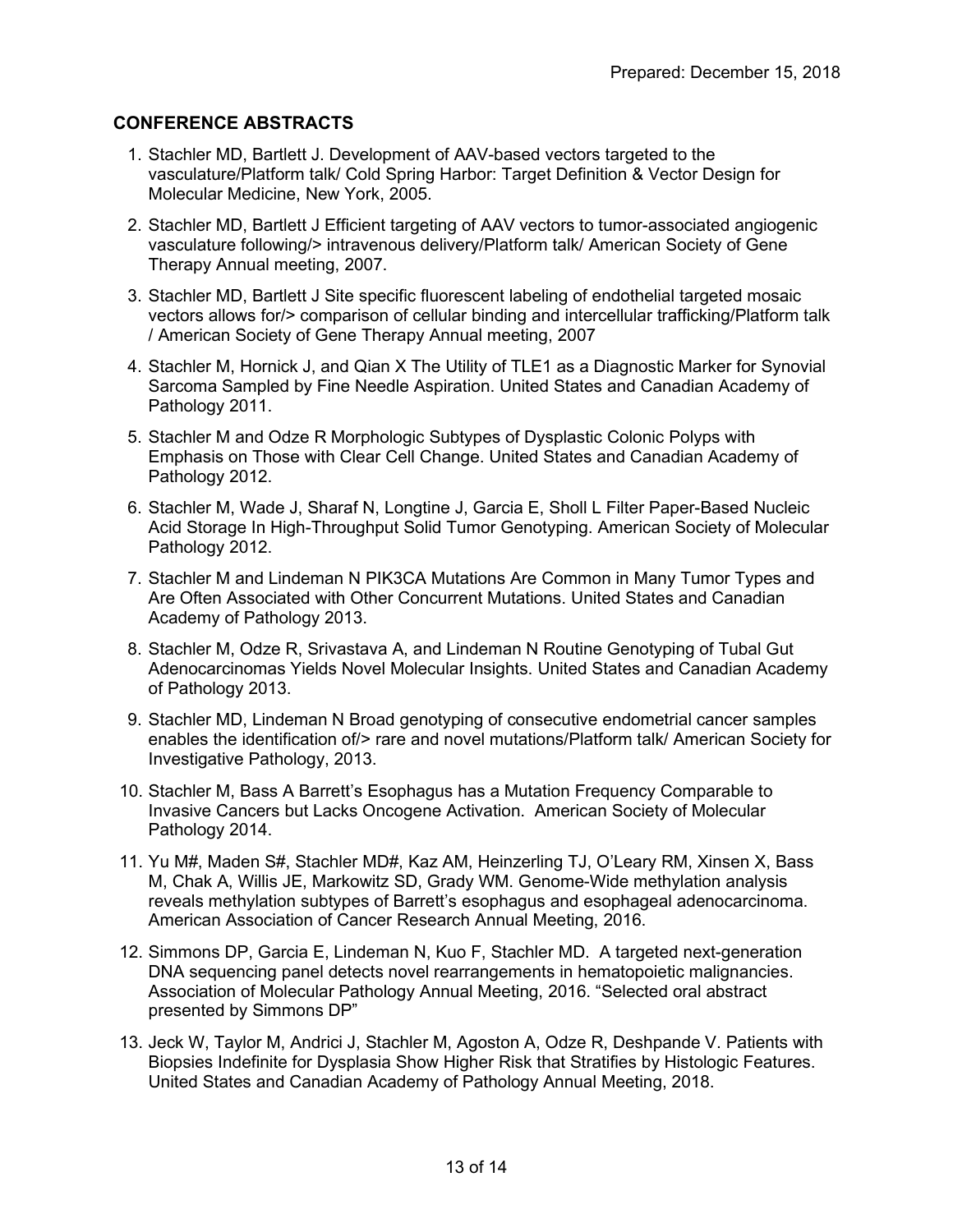Prepared: December 15, 2018

### CONFERENCE ABSTRACTS

1. Stachler MD, Bartlett J. Development of AAV-based vectors targeted to the vasculature/Platform talk/ Cold Spring Harbor: Target Definition & Vector Design for Molecular Medicine, New York, 2005.
2. Stachler MD, Bartlett J Efficient targeting of AAV vectors to tumor-associated angiogenic vasculature following/> intravenous delivery/Platform talk/ American Society of Gene Therapy Annual meeting, 2007.
3. Stachler MD, Bartlett J Site specific fluorescent labeling of endothelial targeted mosaic vectors allows for/> comparison of cellular binding and intercellular trafficking/Platform talk / American Society of Gene Therapy Annual meeting, 2007
4. Stachler M, Hornick J, and Qian X The Utility of TLE1 as a Diagnostic Marker for Synovial Sarcoma Sampled by Fine Needle Aspiration. United States and Canadian Academy of Pathology 2011.
5. Stachler M and Odze R Morphologic Subtypes of Dysplastic Colonic Polyps with Emphasis on Those with Clear Cell Change. United States and Canadian Academy of Pathology 2012.
6. Stachler M, Wade J, Sharaf N, Longtine J, Garcia E, Sholl L Filter Paper-Based Nucleic Acid Storage In High-Throughput Solid Tumor Genotyping. American Society of Molecular Pathology 2012.
7. Stachler M and Lindeman N PIK3CA Mutations Are Common in Many Tumor Types and Are Often Associated with Other Concurrent Mutations. United States and Canadian Academy of Pathology 2013.
8. Stachler M, Odze R, Srivastava A, and Lindeman N Routine Genotyping of Tubal Gut Adenocarcinomas Yields Novel Molecular Insights. United States and Canadian Academy of Pathology 2013.
9. Stachler MD, Lindeman N Broad genotyping of consecutive endometrial cancer samples enables the identification of/> rare and novel mutations/Platform talk/ American Society for Investigative Pathology, 2013.
10. Stachler M, Bass A Barrett's Esophagus has a Mutation Frequency Comparable to Invasive Cancers but Lacks Oncogene Activation. American Society of Molecular Pathology 2014.
11. Yu M#, Maden S#, Stachler MD#, Kaz AM, Heinzerling TJ, O'Leary RM, Xinsen X, Bass M, Chak A, Willis JE, Markowitz SD, Grady WM. Genome-Wide methylation analysis reveals methylation subtypes of Barrett's esophagus and esophageal adenocarcinoma. American Association of Cancer Research Annual Meeting, 2016.
12. Simmons DP, Garcia E, Lindeman N, Kuo F, Stachler MD. A targeted next-generation DNA sequencing panel detects novel rearrangements in hematopoietic malignancies. Association of Molecular Pathology Annual Meeting, 2016. "Selected oral abstract presented by Simmons DP"
13. Jeck W, Taylor M, Andrici J, Stachler M, Agoston A, Odze R, Deshpande V. Patients with Biopsies Indefinite for Dysplasia Show Higher Risk that Stratifies by Histologic Features. United States and Canadian Academy of Pathology Annual Meeting, 2018.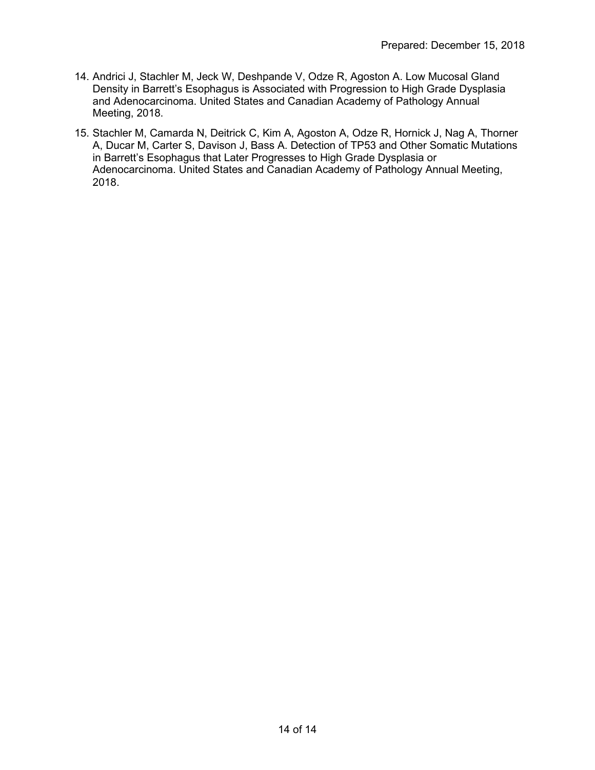14. Andrici J, Stachler M, Jeck W, Deshpande V, Odze R, Agoston A. Low Mucosal Gland Density in Barrett's Esophagus is Associated with Progression to High Grade Dysplasia and Adenocarcinoma. United States and Canadian Academy of Pathology Annual Meeting, 2018.

15. Stachler M, Camarda N, Deitrick C, Kim A, Agoston A, Odze R, Hornick J, Nag A, Thorner A, Ducar M, Carter S, Davison J, Bass A. Detection of TP53 and Other Somatic Mutations in Barrett's Esophagus that Later Progresses to High Grade Dysplasia or Adenocarcinoma. United States and Canadian Academy of Pathology Annual Meeting, 2018.